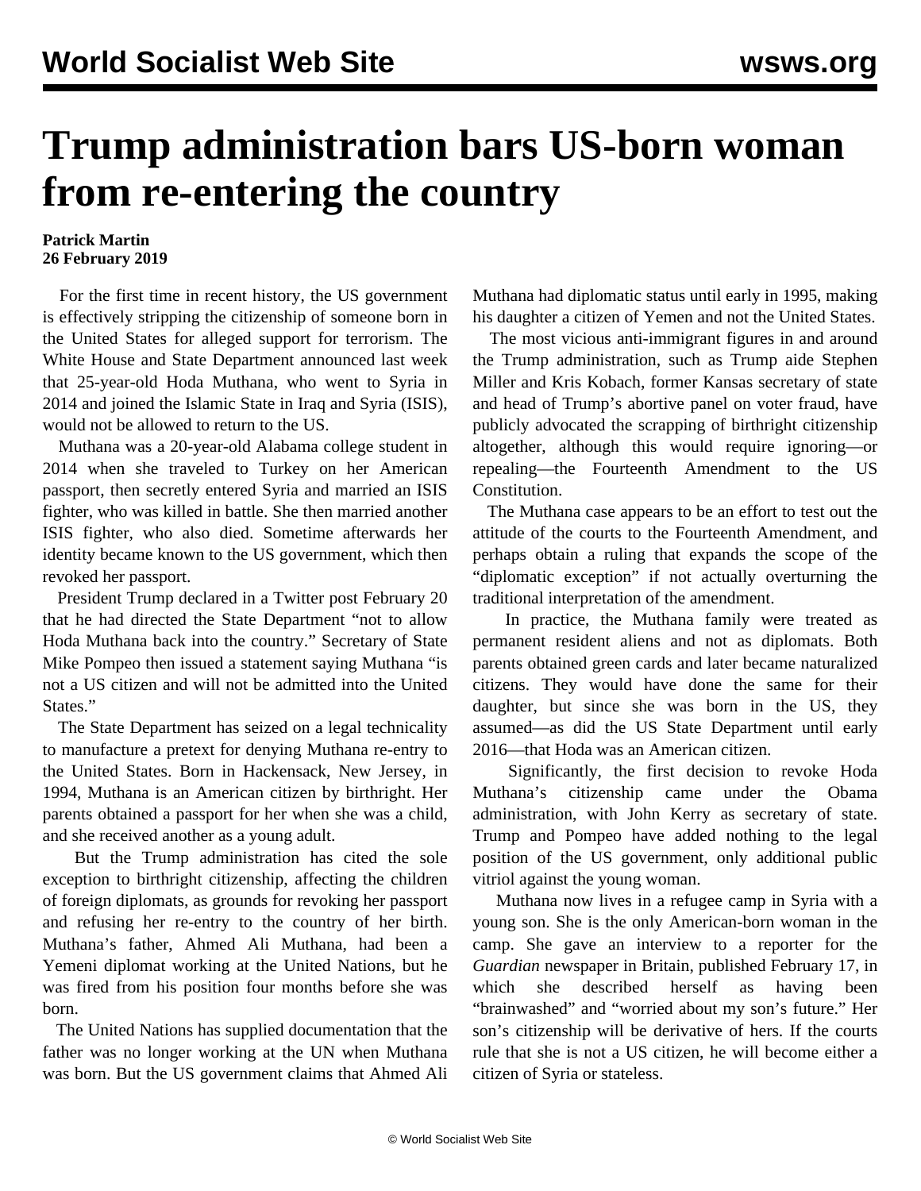# Trump administration bars US-born woman from re-entering the country

**Patrick Martin**
**26 February 2019**

For the first time in recent history, the US government is effectively stripping the citizenship of someone born in the United States for alleged support for terrorism. The White House and State Department announced last week that 25-year-old Hoda Muthana, who went to Syria in 2014 and joined the Islamic State in Iraq and Syria (ISIS), would not be allowed to return to the US.

Muthana was a 20-year-old Alabama college student in 2014 when she traveled to Turkey on her American passport, then secretly entered Syria and married an ISIS fighter, who was killed in battle. She then married another ISIS fighter, who also died. Sometime afterwards her identity became known to the US government, which then revoked her passport.

President Trump declared in a Twitter post February 20 that he had directed the State Department "not to allow Hoda Muthana back into the country." Secretary of State Mike Pompeo then issued a statement saying Muthana "is not a US citizen and will not be admitted into the United States."

The State Department has seized on a legal technicality to manufacture a pretext for denying Muthana re-entry to the United States. Born in Hackensack, New Jersey, in 1994, Muthana is an American citizen by birthright. Her parents obtained a passport for her when she was a child, and she received another as a young adult.

But the Trump administration has cited the sole exception to birthright citizenship, affecting the children of foreign diplomats, as grounds for revoking her passport and refusing her re-entry to the country of her birth. Muthana's father, Ahmed Ali Muthana, had been a Yemeni diplomat working at the United Nations, but he was fired from his position four months before she was born.

The United Nations has supplied documentation that the father was no longer working at the UN when Muthana was born. But the US government claims that Ahmed Ali Muthana had diplomatic status until early in 1995, making his daughter a citizen of Yemen and not the United States.

The most vicious anti-immigrant figures in and around the Trump administration, such as Trump aide Stephen Miller and Kris Kobach, former Kansas secretary of state and head of Trump's abortive panel on voter fraud, have publicly advocated the scrapping of birthright citizenship altogether, although this would require ignoring—or repealing—the Fourteenth Amendment to the US Constitution.

The Muthana case appears to be an effort to test out the attitude of the courts to the Fourteenth Amendment, and perhaps obtain a ruling that expands the scope of the "diplomatic exception" if not actually overturning the traditional interpretation of the amendment.

In practice, the Muthana family were treated as permanent resident aliens and not as diplomats. Both parents obtained green cards and later became naturalized citizens. They would have done the same for their daughter, but since she was born in the US, they assumed—as did the US State Department until early 2016—that Hoda was an American citizen.

Significantly, the first decision to revoke Hoda Muthana's citizenship came under the Obama administration, with John Kerry as secretary of state. Trump and Pompeo have added nothing to the legal position of the US government, only additional public vitriol against the young woman.

Muthana now lives in a refugee camp in Syria with a young son. She is the only American-born woman in the camp. She gave an interview to a reporter for the *Guardian* newspaper in Britain, published February 17, in which she described herself as having been "brainwashed" and "worried about my son's future." Her son's citizenship will be derivative of hers. If the courts rule that she is not a US citizen, he will become either a citizen of Syria or stateless.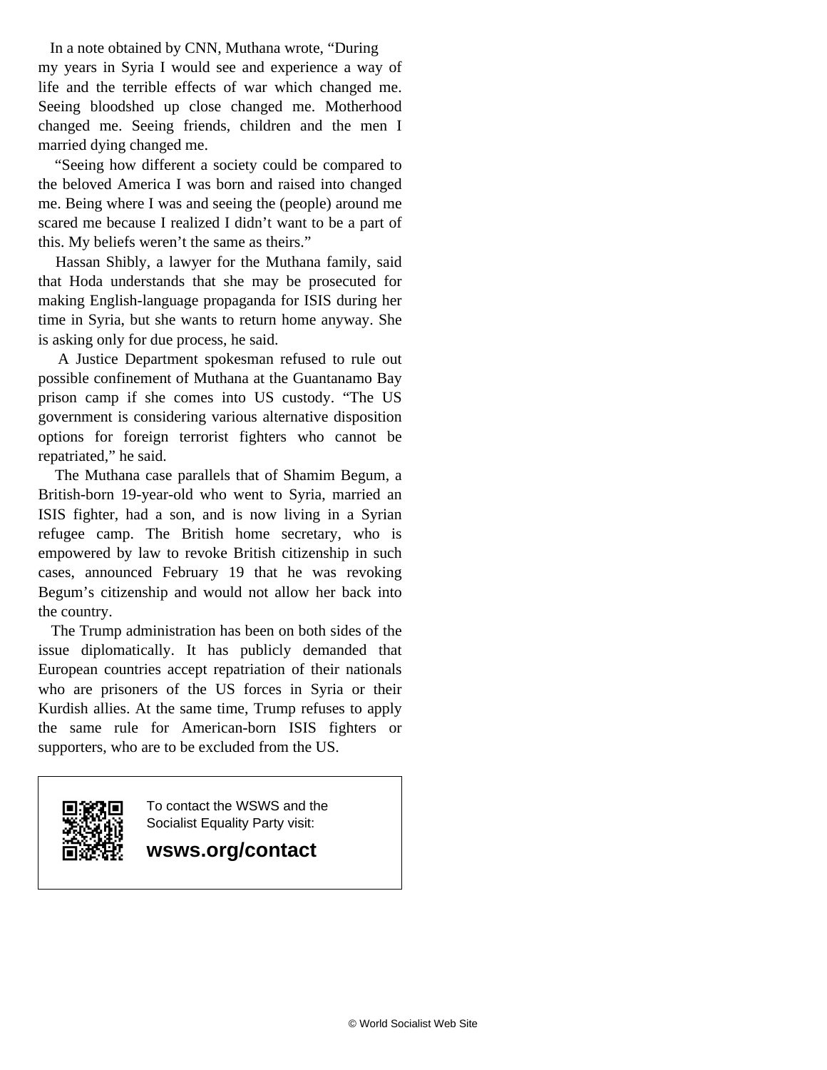In a note obtained by CNN, Muthana wrote, "During my years in Syria I would see and experience a way of life and the terrible effects of war which changed me. Seeing bloodshed up close changed me. Motherhood changed me. Seeing friends, children and the men I married dying changed me.

"Seeing how different a society could be compared to the beloved America I was born and raised into changed me. Being where I was and seeing the (people) around me scared me because I realized I didn't want to be a part of this. My beliefs weren't the same as theirs."

Hassan Shibly, a lawyer for the Muthana family, said that Hoda understands that she may be prosecuted for making English-language propaganda for ISIS during her time in Syria, but she wants to return home anyway. She is asking only for due process, he said.

A Justice Department spokesman refused to rule out possible confinement of Muthana at the Guantanamo Bay prison camp if she comes into US custody. "The US government is considering various alternative disposition options for foreign terrorist fighters who cannot be repatriated," he said.

The Muthana case parallels that of Shamim Begum, a British-born 19-year-old who went to Syria, married an ISIS fighter, had a son, and is now living in a Syrian refugee camp. The British home secretary, who is empowered by law to revoke British citizenship in such cases, announced February 19 that he was revoking Begum's citizenship and would not allow her back into the country.

The Trump administration has been on both sides of the issue diplomatically. It has publicly demanded that European countries accept repatriation of their nationals who are prisoners of the US forces in Syria or their Kurdish allies. At the same time, Trump refuses to apply the same rule for American-born ISIS fighters or supporters, who are to be excluded from the US.

To contact the WSWS and the Socialist Equality Party visit:

**wsws.org/contact**